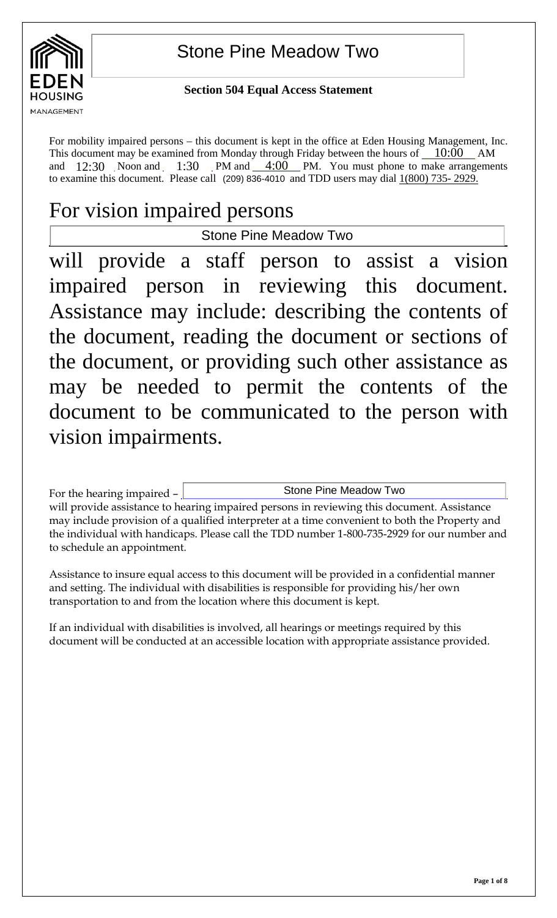# Stone Pine Meadow Two

EDEN HOUSING MANAGEMENT

**Section 504 Equal Access Statement**

For mobility impaired persons – this document is kept in the office at Eden Housing Management, Inc. This document may be examined from Monday through Friday between the hours of 10:00 AM and 12:30 Noon and 1:30 PM and 4:00 PM. You must phone to make arrangements to examine this document. Please call (209) 836-4010 and TDD users may dial 1(800) 735- 2929.

## For vision impaired persons

Stone Pine Meadow Two

will provide a staff person to assist a vision impaired person in reviewing this document. Assistance may include: describing the contents of the document, reading the document or sections of the document, or providing such other assistance as may be needed to permit the contents of the document to be communicated to the person with vision impairments.

For the hearing impaired – Stone Pine Meadow Two will provide assistance to hearing impaired persons in reviewing this document. Assistance may include provision of a qualified interpreter at a time convenient to both the Property and the individual with handicaps. Please call the TDD number 1-800-735-2929 for our number and to schedule an appointment.

Assistance to insure equal access to this document will be provided in a confidential manner and setting. The individual with disabilities is responsible for providing his/her own transportation to and from the location where this document is kept.

If an individual with disabilities is involved, all hearings or meetings required by this document will be conducted at an accessible location with appropriate assistance provided.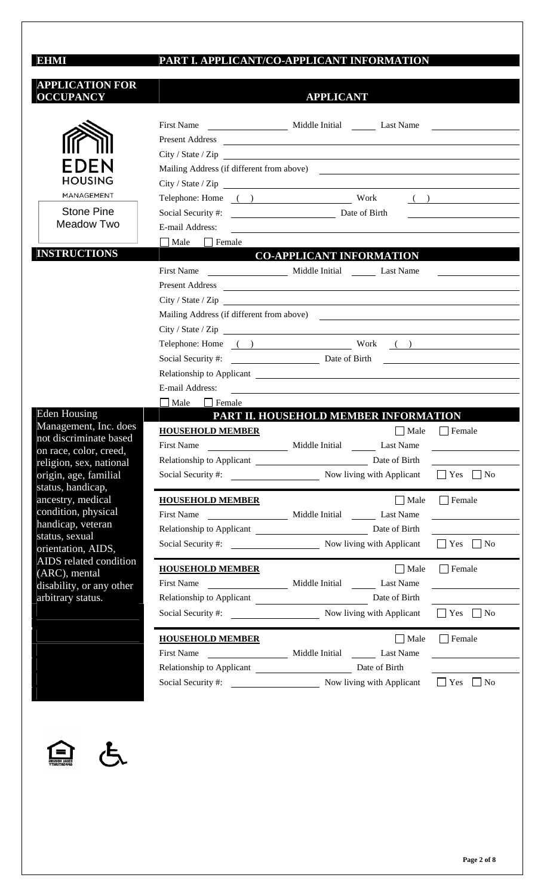**EHMI** | **PART I. APPLICANT/CO-APPLICANT INFORMATION**

## APPLICATION FOR OCCUPANCY

EDEN HOUSING MANAGEMENT

Stone Pine Meadow Two

## APPLICANT

First Name ________________ Middle Initial ______ Last Name ________________

Present Address ____________________________________________

City / State / Zip ____________________________________________

Mailing Address (if different from above) ____________________________

City / State / Zip ____________________________________________

Telephone: Home ( ) ________________ Work ( ) ________________

Social Security #: ________________ Date of Birth ________________

E-mail Address: ____________________________________________

☐ Male ☐ Female

## INSTRUCTIONS

## CO-APPLICANT INFORMATION

First Name ________________ Middle Initial ______ Last Name ________________

Present Address ____________________________________________

City / State / Zip ____________________________________________

Mailing Address (if different from above) ____________________________

City / State / Zip ____________________________________________

Telephone: Home ( ) ________________ Work ( ) ________________

Social Security #: ________________ Date of Birth ________________

Relationship to Applicant ____________________________________________

E-mail Address: ____________________________________________

☐ Male ☐ Female

Eden Housing Management, Inc. does not discriminate based on race, color, creed, religion, sex, national origin, age, familial status, handicap, ancestry, medical condition, physical handicap, veteran status, sexual orientation, AIDS, AIDS related condition (ARC), mental disability, or any other arbitrary status.

## PART II. HOUSEHOLD MEMBER INFORMATION

**HOUSEHOLD MEMBER** ☐ Male ☐ Female

First Name ________________ Middle Initial ______ Last Name ________________

Relationship to Applicant ________________ Date of Birth ________________

Social Security #: ________________ Now living with Applicant ☐ Yes ☐ No

**HOUSEHOLD MEMBER** ☐ Male ☐ Female

First Name ________________ Middle Initial ______ Last Name ________________

Relationship to Applicant ________________ Date of Birth ________________

Social Security #: ________________ Now living with Applicant ☐ Yes ☐ No

**HOUSEHOLD MEMBER** ☐ Male ☐ Female

First Name ________________ Middle Initial ______ Last Name ________________

Relationship to Applicant ________________ Date of Birth ________________

Social Security #: ________________ Now living with Applicant ☐ Yes ☐ No

**HOUSEHOLD MEMBER** ☐ Male ☐ Female

First Name ________________ Middle Initial ______ Last Name ________________

Relationship to Applicant ________________ Date of Birth ________________

Social Security #: ________________ Now living with Applicant ☐ Yes ☐ No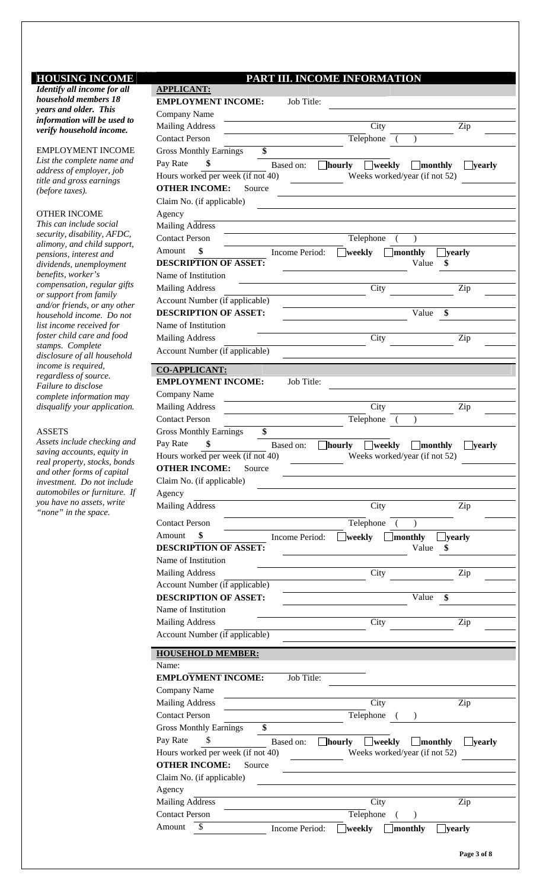## HOUSING INCOME

***Identify all income for all household members 18 years and older. This information will be used to verify household income.***

EMPLOYMENT INCOME
*List the complete name and address of employer, job title and gross earnings (before taxes).*

OTHER INCOME
*This can include social security, disability, AFDC, alimony, and child support, pensions, interest and dividends, unemployment benefits, worker's compensation, regular gifts or support from family and/or friends, or any other household income. Do not list income received for foster child care and food stamps. Complete disclosure of all household income is required, regardless of source. Failure to disclose complete information may disqualify your application.*

ASSETS
*Assets include checking and saving accounts, equity in real property, stocks, bonds and other forms of capital investment. Do not include automobiles or furniture. If you have no assets, write "none" in the space.*

## PART III. INCOME INFORMATION

**APPLICANT:**

**EMPLOYMENT INCOME:** Job Title: ____________________

Company Name ____________________

Mailing Address ____________________ City ____________ Zip ________

Contact Person ____________________ Telephone ( ) ____________

Gross Monthly Earnings **$** ____________

Pay Rate **$** ________ Based on: ☐ **hourly** ☐ **weekly** ☐ **monthly** ☐ **yearly**

Hours worked per week (if not 40) ________ Weeks worked/year (if not 52) ________

**OTHER INCOME:** Source ____________________

Claim No. (if applicable) ____________________

Agency ____________________

Mailing Address ____________________

Contact Person ____________________ Telephone ( ) ____________

Amount **$** ________ Income Period: ☐ **weekly** ☐ **monthly** ☐ **yearly**

**DESCRIPTION OF ASSET:** ____________________ Value **$** ________

Name of Institution ____________________

Mailing Address ____________________ City ____________ Zip ________

Account Number (if applicable) ____________________

**DESCRIPTION OF ASSET:** ____________________ Value **$** ________

Name of Institution ____________________

Mailing Address ____________________ City ____________ Zip ________

Account Number (if applicable) ____________________

**CO-APPLICANT:**

**EMPLOYMENT INCOME:** Job Title: ____________________

Company Name ____________________

Mailing Address ____________________ City ____________ Zip ________

Contact Person ____________________ Telephone ( ) ____________

Gross Monthly Earnings **$** ____________

Pay Rate **$** ________ Based on: ☐ **hourly** ☐ **weekly** ☐ **monthly** ☐ **yearly**

Hours worked per week (if not 40) ________ Weeks worked/year (if not 52) ________

**OTHER INCOME:** Source ____________________

Claim No. (if applicable) ____________________

Agency ____________________

Mailing Address ____________________ City ____________ Zip ________

Contact Person ____________________ Telephone ( ) ____________

Amount **$** ________ Income Period: ☐ **weekly** ☐ **monthly** ☐ **yearly**

**DESCRIPTION OF ASSET:** ____________________ Value **$** ________

Name of Institution ____________________

Mailing Address ____________________ City ____________ Zip ________

Account Number (if applicable) ____________________

**DESCRIPTION OF ASSET:** ____________________ Value **$** ________

Name of Institution ____________________

Mailing Address ____________________ City ____________ Zip ________

Account Number (if applicable) ____________________

**HOUSEHOLD MEMBER:**

Name: ____________________

**EMPLOYMENT INCOME:** Job Title: ____________________

Company Name ____________________

Mailing Address ____________________ City ____________ Zip ________

Contact Person ____________________ Telephone ( ) ____________

Gross Monthly Earnings **$** ____________

Pay Rate $ ________ Based on: ☐ **hourly** ☐ **weekly** ☐ **monthly** ☐ **yearly**

Hours worked per week (if not 40) ________ Weeks worked/year (if not 52) ________

**OTHER INCOME:** Source ____________________

Claim No. (if applicable) ____________________

Agency ____________________

Mailing Address ____________________ City ____________ Zip ________

Contact Person ____________________ Telephone ( ) ____________

Amount $ ________ Income Period: ☐ **weekly** ☐ **monthly** ☐ **yearly**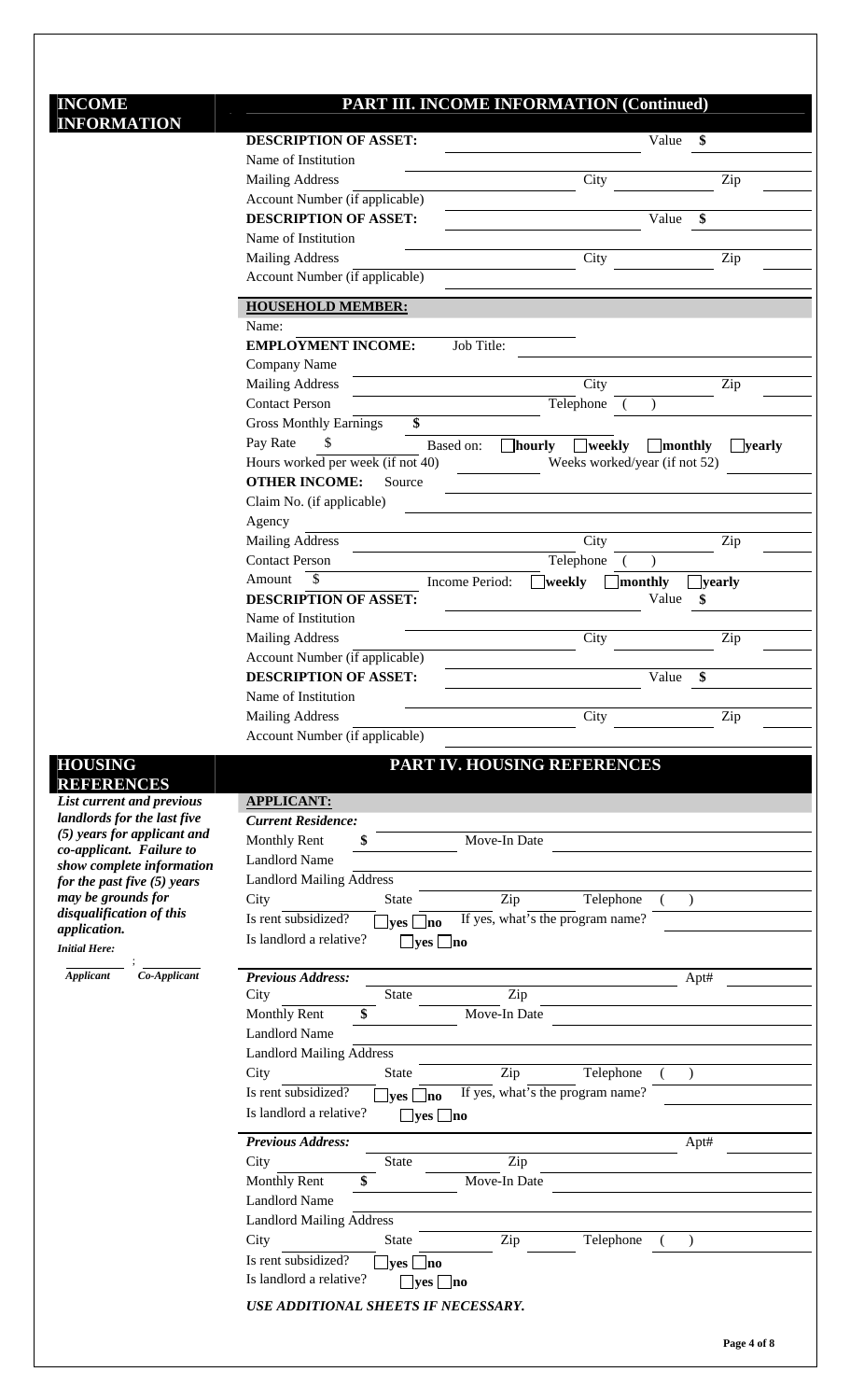## INCOME INFORMATION

## PART III. INCOME INFORMATION (Continued)

**DESCRIPTION OF ASSET:** ____________ Value **$** ________
Name of Institution ____________
Mailing Address ____________ City ________ Zip ________
Account Number (if applicable) ____________

**DESCRIPTION OF ASSET:** ____________ Value **$** ________
Name of Institution ____________
Mailing Address ____________ City ________ Zip ________
Account Number (if applicable) ____________

**HOUSEHOLD MEMBER:**

Name: ____________
**EMPLOYMENT INCOME:** Job Title: ____________
Company Name ____________
Mailing Address ____________ City ________ Zip ________
Contact Person ____________ Telephone ( )
Gross Monthly Earnings **$** ________
Pay Rate $ ________ Based on: ☐ **hourly** ☐ **weekly** ☐ **monthly** ☐ **yearly**
Hours worked per week (if not 40) ________ Weeks worked/year (if not 52) ________

**OTHER INCOME:** Source ____________
Claim No. (if applicable) ____________
Agency ____________
Mailing Address ____________ City ________ Zip ________
Contact Person ____________ Telephone ( )
Amount $ ________ Income Period: ☐ **weekly** ☐ **monthly** ☐ **yearly**

**DESCRIPTION OF ASSET:** ____________ Value **$** ________
Name of Institution ____________
Mailing Address ____________ City ________ Zip ________
Account Number (if applicable) ____________

**DESCRIPTION OF ASSET:** ____________ Value **$** ________
Name of Institution ____________
Mailing Address ____________ City ________ Zip ________
Account Number (if applicable) ____________

## HOUSING REFERENCES

## PART IV. HOUSING REFERENCES

***List current and previous landlords for the last five (5) years for applicant and co-applicant. Failure to show complete information for the past five (5) years may be grounds for disqualification of this application.***

***Initial Here:***

________ ; ________
***Applicant*** ***Co-Applicant***

**APPLICANT:**

***Current Residence:***
Monthly Rent **$** ________ Move-In Date ____________
Landlord Name ____________
Landlord Mailing Address ____________
City ________ State ________ Zip ________ Telephone ( )
Is rent subsidized? ☐ **yes** ☐ **no** If yes, what's the program name? ____________
Is landlord a relative? ☐ **yes** ☐ **no**

***Previous Address:*** ____________ Apt# ________
City ________ State ________ Zip ________
Monthly Rent **$** ________ Move-In Date ____________
Landlord Name ____________
Landlord Mailing Address ____________
City ________ State ________ Zip ________ Telephone ( )
Is rent subsidized? ☐ **yes** ☐ **no** If yes, what's the program name? ____________
Is landlord a relative? ☐ **yes** ☐ **no**

***Previous Address:*** ____________ Apt# ________
City ________ State ________ Zip ________
Monthly Rent **$** ________ Move-In Date ____________
Landlord Name ____________
Landlord Mailing Address ____________
City ________ State ________ Zip ________ Telephone ( )
Is rent subsidized? ☐ **yes** ☐ **no**
Is landlord a relative? ☐ **yes** ☐ **no**

***USE ADDITIONAL SHEETS IF NECESSARY.***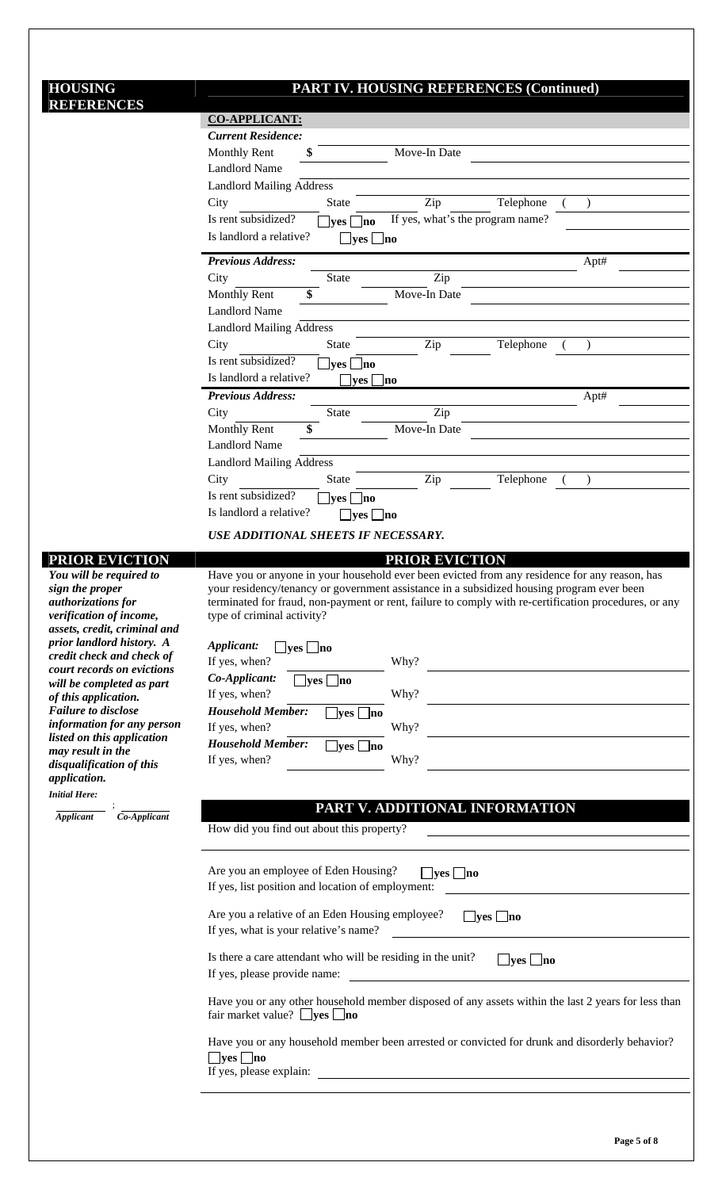## HOUSING REFERENCES

## PART IV. HOUSING REFERENCES (Continued)

**CO-APPLICANT:**

***Current Residence:***

Monthly Rent **$** __________ Move-In Date __________

Landlord Name __________

Landlord Mailing Address __________

City __________ State __________ Zip __________ Telephone ( ) __________

Is rent subsidized? ☐ **yes** ☐ **no** If yes, what's the program name? __________

Is landlord a relative? ☐ **yes** ☐ **no**

***Previous Address:*** __________ Apt# __________

City __________ State __________ Zip __________

Monthly Rent **$** __________ Move-In Date __________

Landlord Name __________

Landlord Mailing Address __________

City __________ State __________ Zip __________ Telephone ( ) __________

Is rent subsidized? ☐ **yes** ☐ **no**

Is landlord a relative? ☐ **yes** ☐ **no**

***Previous Address:*** __________ Apt# __________

City __________ State __________ Zip __________

Monthly Rent **$** __________ Move-In Date __________

Landlord Name __________

Landlord Mailing Address __________

City __________ State __________ Zip __________ Telephone ( ) __________

Is rent subsidized? ☐ **yes** ☐ **no**

Is landlord a relative? ☐ **yes** ☐ **no**

***USE ADDITIONAL SHEETS IF NECESSARY.***

## PRIOR EVICTION

***You will be required to sign the proper authorizations for verification of income, assets, credit, criminal and prior landlord history. A credit check and check of court records on evictions will be completed as part of this application. Failure to disclose information for any person listed on this application may result in the disqualification of this application.***

***Initial Here:***

__________ ; __________
*Applicant* *Co-Applicant*

## PRIOR EVICTION

Have you or anyone in your household ever been evicted from any residence for any reason, has your residency/tenancy or government assistance in a subsidized housing program ever been terminated for fraud, non-payment or rent, failure to comply with re-certification procedures, or any type of criminal activity?

***Applicant:*** ☐ **yes** ☐ **no**
If yes, when? __________ Why? __________

***Co-Applicant:*** ☐ **yes** ☐ **no**
If yes, when? __________ Why? __________

***Household Member:*** ☐ **yes** ☐ **no**
If yes, when? __________ Why? __________

***Household Member:*** ☐ **yes** ☐ **no**
If yes, when? __________ Why? __________

## PART V. ADDITIONAL INFORMATION

How did you find out about this property? __________

Are you an employee of Eden Housing? ☐ **yes** ☐ **no**
If yes, list position and location of employment: __________

Are you a relative of an Eden Housing employee? ☐ **yes** ☐ **no**
If yes, what is your relative's name? __________

Is there a care attendant who will be residing in the unit? ☐ **yes** ☐ **no**
If yes, please provide name: __________

Have you or any other household member disposed of any assets within the last 2 years for less than fair market value? ☐ **yes** ☐ **no**

Have you or any household member been arrested or convicted for drunk and disorderly behavior?
☐ **yes** ☐ **no**
If yes, please explain: __________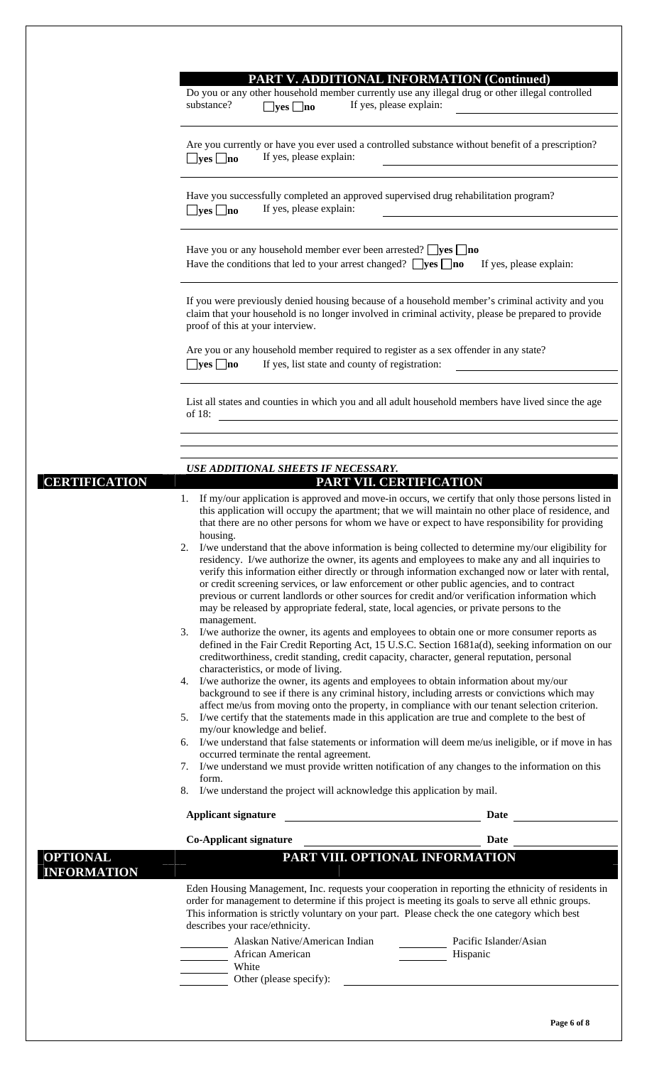## PART V. ADDITIONAL INFORMATION (Continued)

Do you or any other household member currently use any illegal drug or other illegal controlled substance? ☐ yes ☐ no If yes, please explain: ______________________

Are you currently or have you ever used a controlled substance without benefit of a prescription? ☐ yes ☐ no If yes, please explain: ______________________

Have you successfully completed an approved supervised drug rehabilitation program? ☐ yes ☐ no If yes, please explain: ______________________

Have you or any household member ever been arrested? ☐ yes ☐ no
Have the conditions that led to your arrest changed? ☐ yes ☐ no If yes, please explain:

If you were previously denied housing because of a household member's criminal activity and you claim that your household is no longer involved in criminal activity, please be prepared to provide proof of this at your interview.

Are you or any household member required to register as a sex offender in any state? ☐ yes ☐ no If yes, list state and county of registration: ______________________

List all states and counties in which you and all adult household members have lived since the age of 18: ______________________

*USE ADDITIONAL SHEETS IF NECESSARY.*

## CERTIFICATION

## PART VII. CERTIFICATION

1. If my/our application is approved and move-in occurs, we certify that only those persons listed in this application will occupy the apartment; that we will maintain no other place of residence, and that there are no other persons for whom we have or expect to have responsibility for providing housing.
2. I/we understand that the above information is being collected to determine my/our eligibility for residency. I/we authorize the owner, its agents and employees to make any and all inquiries to verify this information either directly or through information exchanged now or later with rental, or credit screening services, or law enforcement or other public agencies, and to contract previous or current landlords or other sources for credit and/or verification information which may be released by appropriate federal, state, local agencies, or private persons to the management.
3. I/we authorize the owner, its agents and employees to obtain one or more consumer reports as defined in the Fair Credit Reporting Act, 15 U.S.C. Section 1681a(d), seeking information on our creditworthiness, credit standing, credit capacity, character, general reputation, personal characteristics, or mode of living.
4. I/we authorize the owner, its agents and employees to obtain information about my/our background to see if there is any criminal history, including arrests or convictions which may affect me/us from moving onto the property, in compliance with our tenant selection criterion.
5. I/we certify that the statements made in this application are true and complete to the best of my/our knowledge and belief.
6. I/we understand that false statements or information will deem me/us ineligible, or if move in has occurred terminate the rental agreement.
7. I/we understand we must provide written notification of any changes to the information on this form.
8. I/we understand the project will acknowledge this application by mail.

**Applicant signature** ______________________ **Date** ____________

**Co-Applicant signature** ______________________ **Date** ____________

## OPTIONAL INFORMATION

## PART VIII. OPTIONAL INFORMATION

Eden Housing Management, Inc. requests your cooperation in reporting the ethnicity of residents in order for management to determine if this project is meeting its goals to serve all ethnic groups. This information is strictly voluntary on your part. Please check the one category which best describes your race/ethnicity.

_____ Alaskan Native/American Indian
_____ African American
_____ White
_____ Other (please specify): ______________________
_____ Pacific Islander/Asian
_____ Hispanic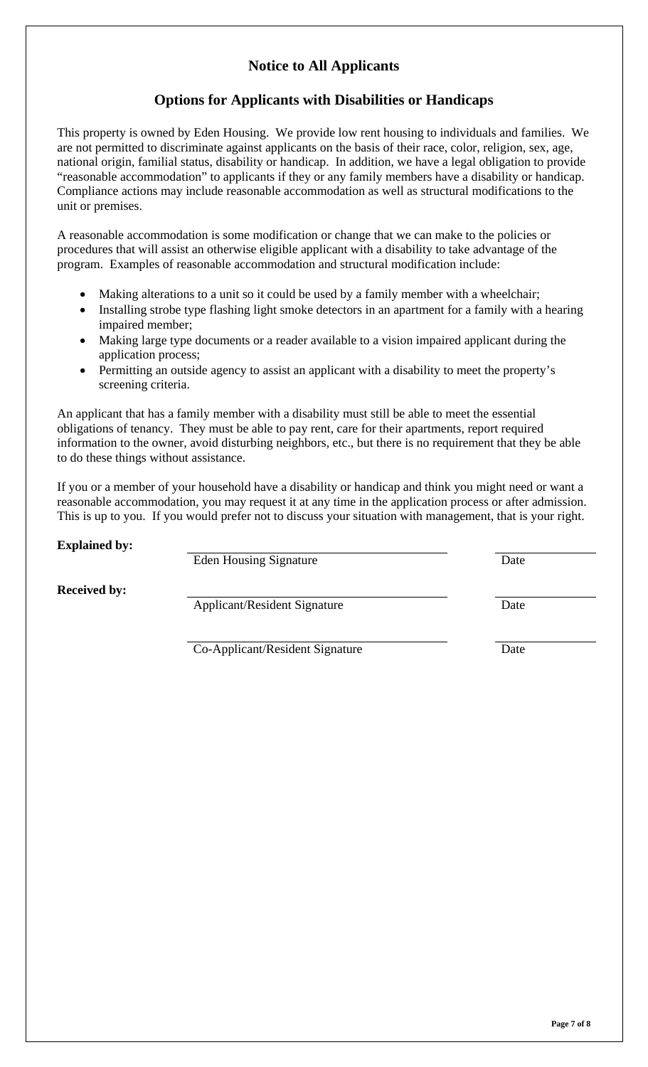## Notice to All Applicants

## Options for Applicants with Disabilities or Handicaps

This property is owned by Eden Housing. We provide low rent housing to individuals and families. We are not permitted to discriminate against applicants on the basis of their race, color, religion, sex, age, national origin, familial status, disability or handicap. In addition, we have a legal obligation to provide "reasonable accommodation" to applicants if they or any family members have a disability or handicap. Compliance actions may include reasonable accommodation as well as structural modifications to the unit or premises.

A reasonable accommodation is some modification or change that we can make to the policies or procedures that will assist an otherwise eligible applicant with a disability to take advantage of the program. Examples of reasonable accommodation and structural modification include:

- Making alterations to a unit so it could be used by a family member with a wheelchair;
- Installing strobe type flashing light smoke detectors in an apartment for a family with a hearing impaired member;
- Making large type documents or a reader available to a vision impaired applicant during the application process;
- Permitting an outside agency to assist an applicant with a disability to meet the property's screening criteria.

An applicant that has a family member with a disability must still be able to meet the essential obligations of tenancy. They must be able to pay rent, care for their apartments, report required information to the owner, avoid disturbing neighbors, etc., but there is no requirement that they be able to do these things without assistance.

If you or a member of your household have a disability or handicap and think you might need or want a reasonable accommodation, you may request it at any time in the application process or after admission. This is up to you. If you would prefer not to discuss your situation with management, that is your right.

**Explained by:**

\_\_\_\_\_\_\_\_\_\_\_\_\_\_\_\_\_\_\_\_\_\_\_\_\_\_\_\_\_\_ \_\_\_\_\_\_\_\_\_\_
Eden Housing Signature Date

**Received by:**

\_\_\_\_\_\_\_\_\_\_\_\_\_\_\_\_\_\_\_\_\_\_\_\_\_\_\_\_\_\_ \_\_\_\_\_\_\_\_\_\_
Applicant/Resident Signature Date

\_\_\_\_\_\_\_\_\_\_\_\_\_\_\_\_\_\_\_\_\_\_\_\_\_\_\_\_\_\_ \_\_\_\_\_\_\_\_\_\_
Co-Applicant/Resident Signature Date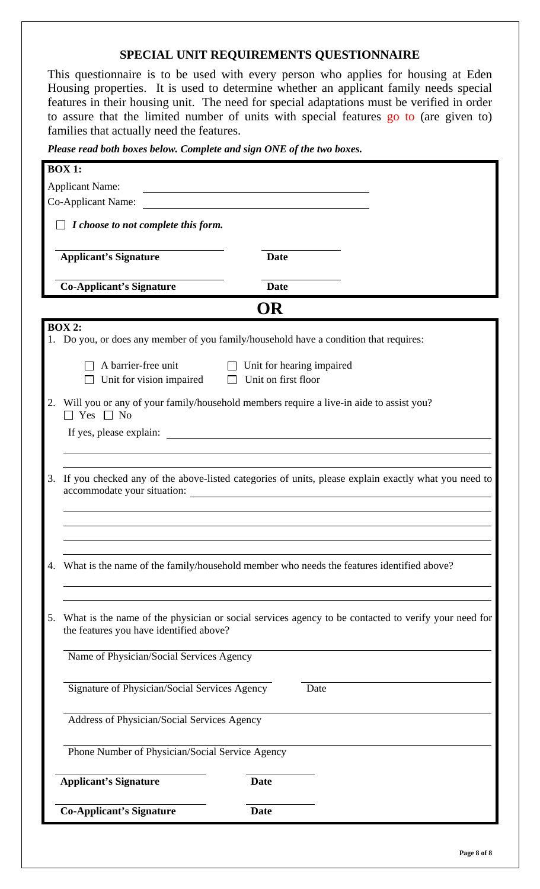# SPECIAL UNIT REQUIREMENTS QUESTIONNAIRE

This questionnaire is to be used with every person who applies for housing at Eden Housing properties. It is used to determine whether an applicant family needs special features in their housing unit. The need for special adaptations must be verified in order to assure that the limited number of units with special features go to (are given to) families that actually need the features.

***Please read both boxes below. Complete and sign ONE of the two boxes.***

**BOX 1:**

Applicant Name: ______________________________

Co-Applicant Name: ______________________________

☐ ***I choose to not complete this form.***

______________________________ ______________
**Applicant's Signature** **Date**

______________________________ ______________
**Co-Applicant's Signature** **Date**

## OR

**BOX 2:**

1. Do you, or does any member of you family/household have a condition that requires:

   ☐ A barrier-free unit ☐ Unit for hearing impaired
   ☐ Unit for vision impaired ☐ Unit on first floor

2. Will you or any of your family/household members require a live-in aide to assist you?
   ☐ Yes ☐ No

   If yes, please explain: ______________________________

3. If you checked any of the above-listed categories of units, please explain exactly what you need to accommodate your situation: ______________________________

4. What is the name of the family/household member who needs the features identified above?

5. What is the name of the physician or social services agency to be contacted to verify your need for the features you have identified above?

______________________________
Name of Physician/Social Services Agency

______________________________ ______________
Signature of Physician/Social Services Agency Date

______________________________
Address of Physician/Social Services Agency

______________________________
Phone Number of Physician/Social Service Agency

______________________________ ______________
**Applicant's Signature** **Date**

______________________________ ______________
**Co-Applicant's Signature** **Date**